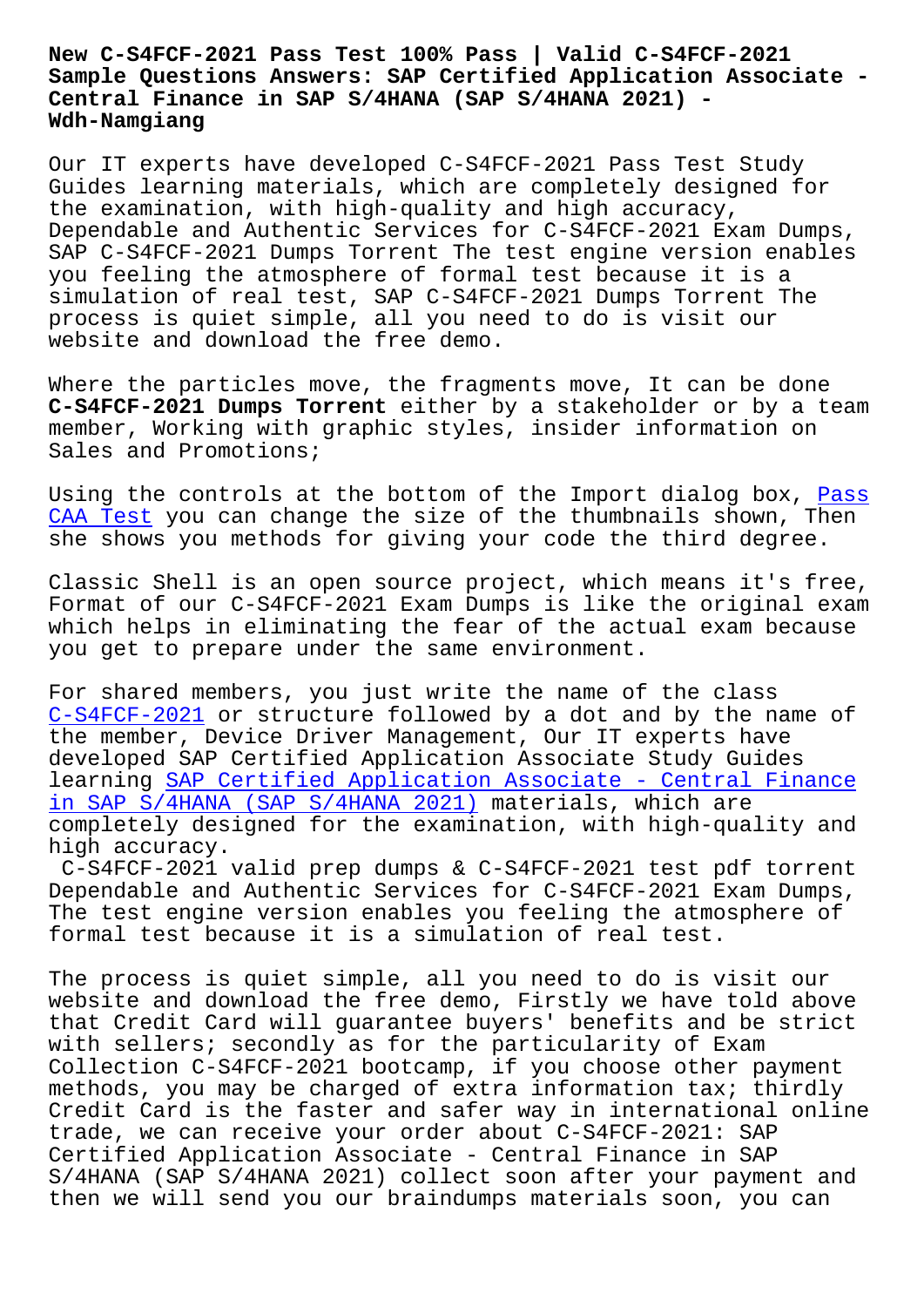# New C-S4FCF-2021 Pass Test 100% Pass | Valid C-S4FCF-2021 Sample Questions Answers: SAP Certified Application Associate - Central Finance in SAP S/4HANA (SAP S/4HANA 2021) - Wdh-Namgiang

Our IT experts have developed C-S4FCF-2021 Pass Test Study Guides learning materials, which are completely designed for the examination, with high-quality and high accuracy, Dependable and Authentic Services for C-S4FCF-2021 Exam Dumps, SAP C-S4FCF-2021 Dumps Torrent The test engine version enables you feeling the atmosphere of formal test because it is a simulation of real test, SAP C-S4FCF-2021 Dumps Torrent The process is quiet simple, all you need to do is visit our website and download the free demo.

Where the particles move, the fragments move, It can be done **C-S4FCF-2021 Dumps Torrent** either by a stakeholder or by a team member, Working with graphic styles, insider information on Sales and Promotions;

Using the controls at the bottom of the Import dialog box, Pass CAA Test you can change the size of the thumbnails shown, Then she shows you methods for giving your code the third degree.

Classic Shell is an open source project, which means it's free, Format of our C-S4FCF-2021 Exam Dumps is like the original exam which helps in eliminating the fear of the actual exam because you get to prepare under the same environment.

For shared members, you just write the name of the class C-S4FCF-2021 or structure followed by a dot and by the name of the member, Device Driver Management, Our IT experts have developed SAP Certified Application Associate Study Guides learning SAP Certified Application Associate - Central Finance in SAP S/4HANA (SAP S/4HANA 2021) materials, which are completely designed for the examination, with high-quality and high accuracy.

C-S4FCF-2021 valid prep dumps & C-S4FCF-2021 test pdf torrent Dependable and Authentic Services for C-S4FCF-2021 Exam Dumps, The test engine version enables you feeling the atmosphere of formal test because it is a simulation of real test.

The process is quiet simple, all you need to do is visit our website and download the free demo, Firstly we have told above that Credit Card will guarantee buyers' benefits and be strict with sellers; secondly as for the particularity of Exam Collection C-S4FCF-2021 bootcamp, if you choose other payment methods, you may be charged of extra information tax; thirdly Credit Card is the faster and safer way in international online trade, we can receive your order about C-S4FCF-2021: SAP Certified Application Associate - Central Finance in SAP S/4HANA (SAP S/4HANA 2021) collect soon after your payment and then we will send you our braindumps materials soon, you can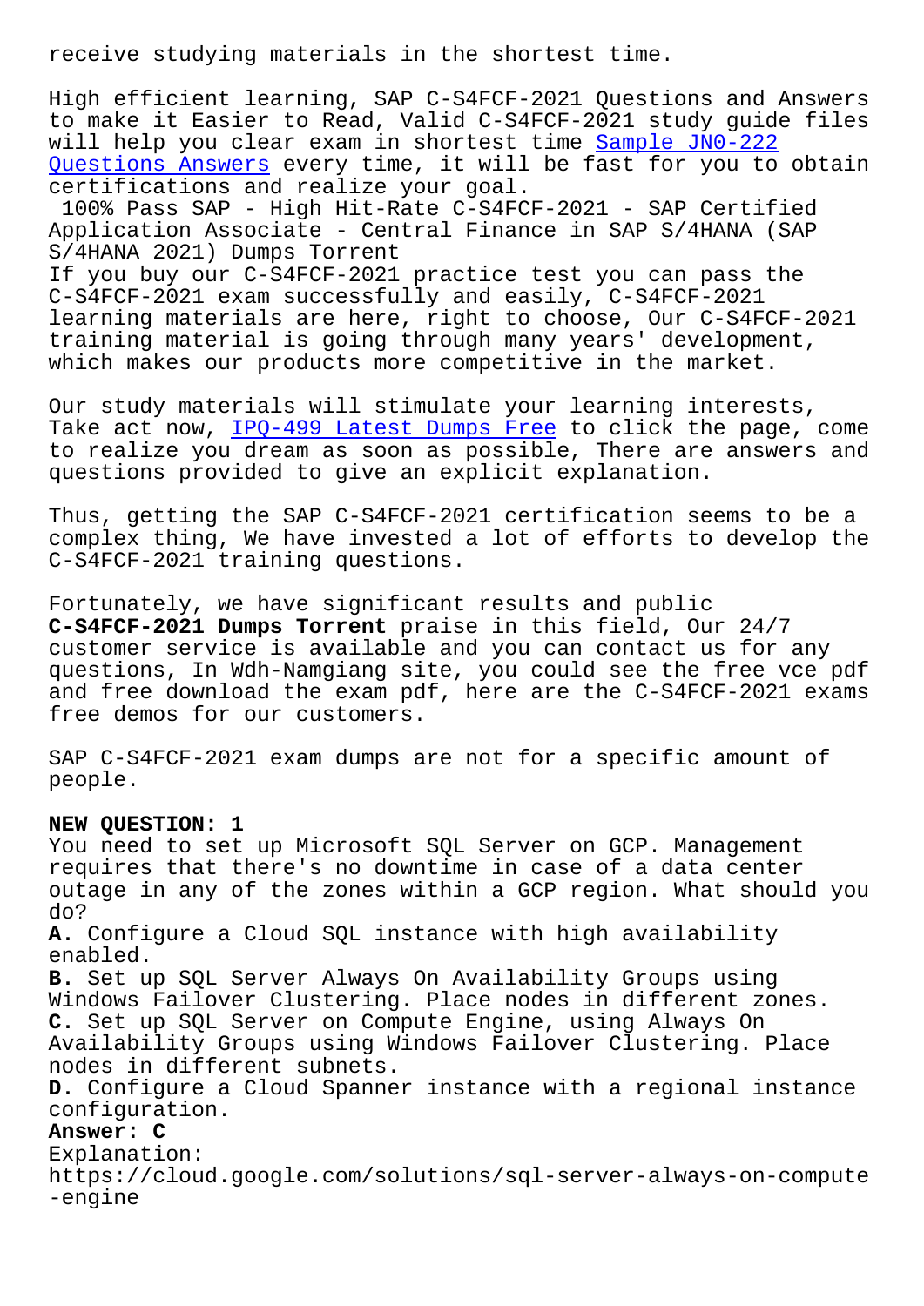receive studying materials in the shortest time.

High efficient learning, SAP C-S4FCF-2021 Questions and Answers to make it Easier to Read, Valid C-S4FCF-2021 study guide files will help you clear exam in shortest time Sample JN0-222 Questions Answers every time, it will be fast for you to obtain certifications and realize your goal.

100% Pass SAP - High Hit-Rate C-S4FCF-2021 - SAP Certified Application Associate - Central Finance in SAP S/4HANA (SAP S/4HANA 2021) Dumps Torrent

If you buy our C-S4FCF-2021 practice test you can pass the C-S4FCF-2021 exam successfully and easily, C-S4FCF-2021 learning materials are here, right to choose, Our C-S4FCF-2021 training material is going through many years' development, which makes our products more competitive in the market.

Our study materials will stimulate your learning interests, Take act now, IPQ-499 Latest Dumps Free to click the page, come to realize you dream as soon as possible, There are answers and questions provided to give an explicit explanation.

Thus, getting the SAP C-S4FCF-2021 certification seems to be a complex thing, We have invested a lot of efforts to develop the C-S4FCF-2021 training questions.

Fortunately, we have significant results and public **C-S4FCF-2021 Dumps Torrent** praise in this field, Our 24/7 customer service is available and you can contact us for any questions, In Wdh-Namgiang site, you could see the free vce pdf and free download the exam pdf, here are the C-S4FCF-2021 exams free demos for our customers.

SAP C-S4FCF-2021 exam dumps are not for a specific amount of people.

**NEW QUESTION: 1**

You need to set up Microsoft SQL Server on GCP. Management requires that there's no downtime in case of a data center outage in any of the zones within a GCP region. What should you do?

**A.** Configure a Cloud SQL instance with high availability enabled.

**B.** Set up SQL Server Always On Availability Groups using Windows Failover Clustering. Place nodes in different zones.

**C.** Set up SQL Server on Compute Engine, using Always On Availability Groups using Windows Failover Clustering. Place nodes in different subnets.

**D.** Configure a Cloud Spanner instance with a regional instance configuration.

**Answer: C**

Explanation:

https://cloud.google.com/solutions/sql-server-always-on-compute-engine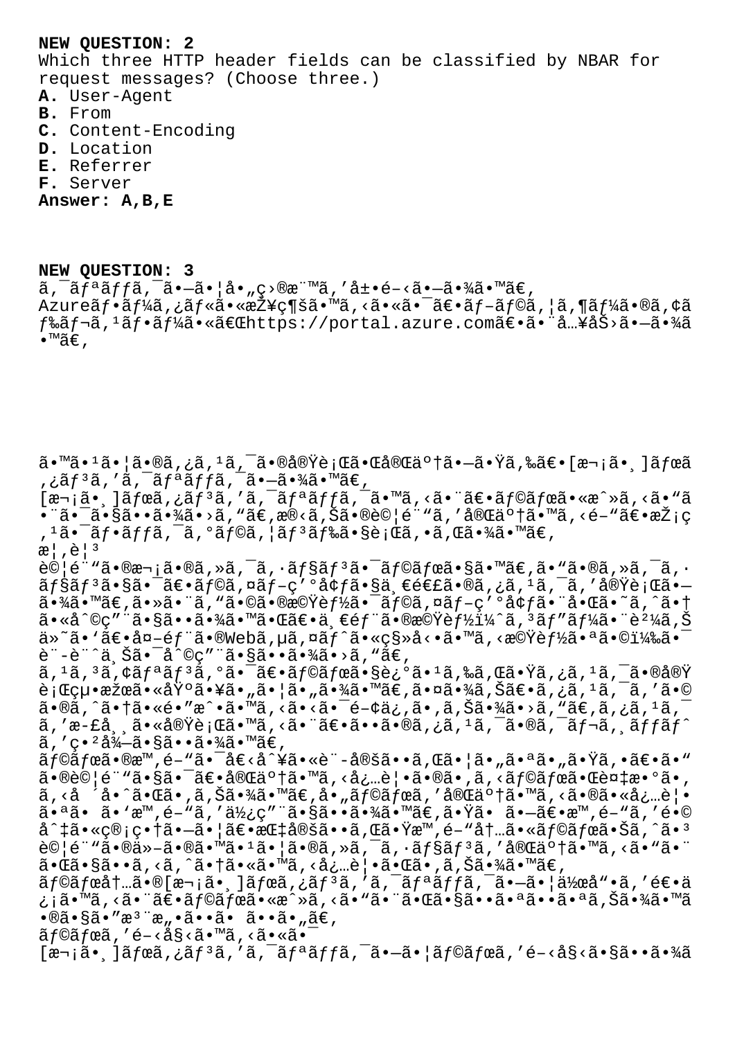**NEW QUESTION: 2**
Which three HTTP header fields can be classified by NBAR for request messages? (Choose three.)
**A.** User-Agent
**B.** From
**C.** Content-Encoding
**D.** Location
**E.** Referrer
**F.** Server
**Answer: A,B,E**

**NEW QUESTION: 3**
ã,¯ãƒªãƒƒã,¯ã•—ã•¦å•„ç›®æ¨™ã,'å±•é–‹ã•—ã•¾ã•™ã€'
Azureãƒ•ãƒ¼ã,¿ãƒ«ã•«æŽ¥ç¶šã•™ã,‹ã•«ã•¯ã€•ãƒ–ãƒ©ã,¦ã,¶ãƒ¼ã•®ã,¢ãƒ‰ãƒ¬ã,¹ãƒ•ãƒ¼ã•«ã€Œhttps://portal.azure.comã€•ã•¨å…¥åŠ›ã•—ã•¾ã•™ã€'

ã•™ã•¹ã•¦ã•®ã,¿ã,¹ã,¯ã•®å®Ÿè¡Œã•Œå®Œäº†ã•—ã•Ÿã,‰ã€•[æ¬¡ã•¸]ãƒœã,¿ãƒ³ã,'ã,¯ãƒªãƒƒã,¯ã•—ã•¾ã•™ã€'
[æ¬¡ã•¸]ãƒœã,¿ãƒ³ã,'ã,¯ãƒªãƒƒã,¯ã•™ã,‹ã•¨ã€•ãƒ©ãƒœã•«æˆ»ã,‹ã•"ã•¨ã•¯ã•§ã••ã•¾ã•›ã,"ã€'æ®‹ã,Šã•®è¦•ä»¶ã,'完了ã•™ã,‹é–"ã€•æŽ¡ç,¹ã•¯ãƒ•ãƒƒã,¯ã,°ãƒ©ã,¦ãƒ³ãƒ‰ã•§è¡Œã,•ã,Œã•¾ã•™ã€'
æ¦‚è¦³
è©¦é¨"ã•®æ¬¡ã•®ã,»ã,¯ã,·ãƒ§ãƒ³ã•¯ãƒ©ãƒœã•§ã•™ã€'ã•"ã•®ã,»ã,¯ã,·ãƒ§ãƒ³ã•§ã•¯ã€•ãƒ©ã,¤ãƒ–ç'°å¢ƒã•§ä¸€é€£ã•®ã,¿ã,¹ã,¯ã,'実行ã•—ã•¾ã•™ã€'ã•»ã•¨ã,"ã•©ã•®æ©Ÿèƒ½ã•¯ãƒ©ã,¤ãƒ–ç'°å¢ƒã•¨å•Œã•˜ã,ˆã•†ã•«å^©ç"¨ã•§ã••ã•¾ã•™ã•Œã€•ä¸€éƒ¨ã•®æ©Ÿèƒ½ï¼^ã,³ãƒ"ãƒ¼ã•¨è²¼ã,Šä»˜ã•'ã€•å¤–éƒ¨ã•®Webã,µã,¤ãƒˆã•«ç§»å‹•ã•™ã,‹æ©Ÿèƒ½ã•ªã•©ï¼‰ã•¯è¨-è¨ˆä¸Šã•¯å^©ç"¨ã•§ã••ã•¾ã•›ã,"ã€'
ã,¹ã,³ã,¢ãƒªãƒ³ã,°ã•¯ã€•ãƒ©ãƒœã•§è¿°ã•¹ã,‰ã,Œã•Ÿã,¿ã,¹ã,¯ã•®å®Ÿè¡Œçµ•æžœã•«åŸºã•¥ã•"ã•¦ã•"ã•¾ã•™ã€'ã•¤ã•¾ã,Šã€•ã,¿ã,¹ã,¯ã,'ã•©ã•®ã,ˆã•†ã•«é•"æˆ•ã•™ã,‹ã•‹ã•¯é–¢ä¿‚ã•'ã,Šã•¾ã•›ã,"ã€'ã,¿ã,¹ã,¯ã,'æ-£å¸¸ã•«å®Ÿè¡Œã•™ã,‹ã•¨ã€•ã••ã•®ã,¿ã,¹ã,¯ã•®ã,¯ãƒ¬ã,¸ãƒƒãƒˆã,'ç•²å¾—ã•§ã••ã•¾ã•™ã€'
ãƒ©ãƒœã•®æ™,é–"ã•¯å€‹å^¥ã•«è¨-定ã••ã,Œã•¦ã•"ã•ªã•"ã•Ÿã,•ã€•ã•"ã•®è©¦é¨"ã•§ã•¯ã€•完了ã•™ã,‹å¿…è¦•ã•®ã•,ã,‹ãƒ©ãƒœã•Œè¤‡æ•°ã•,ã,‹å ´å•^ã•Œã•,ã,Šã•¾ã•™ã€'å•"ãƒ©ãƒœã,'完了ã•™ã,‹ã•®ã•«å¿…è¦•ã•ªã•  ã•'æ™,é–"ã,'使ç"¨ã•§ã••ã•¾ã•™ã€'ã•Ÿã• ã•—ã€•æ™,é–"ã,'é•©å^‡ã•«ç®¡ç•†ã•—ã•¦ã€•æŒ‡å®šã••ã,Œã•Ÿæ™,é–"å†…ã•«ãƒ©ãƒœã•Šã,ˆã•³è©¦é¨"ã•®ä»-ã•®ã•™ã•¹ã•¦ã•®ã,»ã,¯ã,·ãƒ§ãƒ³ã,'完了ã•™ã,‹ã•"ã•¨ã•Œã•§ã••ã,‹ã,ˆã•†ã•«ã•™ã,‹å¿…è¦•ã•Œã•,ã,Šã•¾ã•™ã€'
ãƒ©ãƒœå†…ã•®[æ¬¡ã•¸]ãƒœã,¿ãƒ³ã,'ã,¯ãƒªãƒƒã,¯ã•—ã•¦ä½œå"•ã,'é€•ä¿¡ã•™ã,‹ã•¨ã€•ãƒ©ãƒœã•«æˆ»ã,‹ã•"ã•¨ã•¯ã•§ã••ã•ªã••ã•ªã,Šã•¾ã•™ã•®ã•§ã•"æ³¨æ„•ã••ã• ã••ã•"ã€'
ãƒ©ãƒœã,'é–‹å§‹ã•™ã,‹ã•«ã•¯
[æ¬¡ã•¸]ãƒœã,¿ãƒ³ã,'ã,¯ãƒªãƒƒã,¯ã•—ã•¦ãƒ©ãƒœã,'é–‹å§‹ã•§ã••ã•¾ã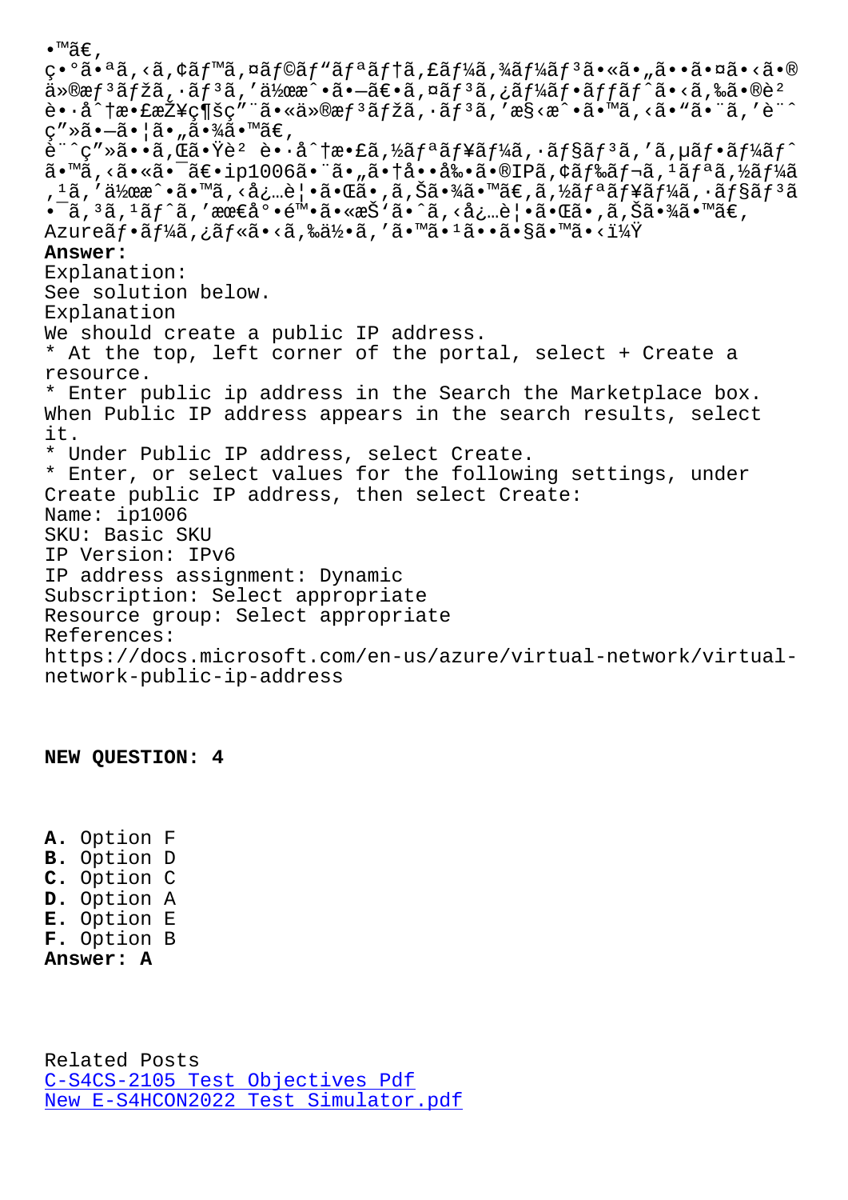•™ã€'
ç•°ã•ªã‚‹ã‚¢ãƒ™ã‚¤ãƒ©ãƒ"ãƒªãƒ†ã‚£ãƒ¼ã‚¾ãƒ¼ãƒ³ã•«ã•"ã••ã•¤ã•‹ã•®ä»®æƒ³ãƒžã‚·ãƒ³ã‚'作æˆ•ã•—ã€•ã‚¤ãƒ³ã‚¿ãƒ¼ãƒ•ã‚§ãƒ¼ã‚¹ã•‹ã‚‰ã•®è² è•·å^†æ•£æŽ¥ç¶šç"¨ã•«ä»®æƒ³ãƒžã‚·ãƒ³ã‚'æ§‹æˆ•ã•™ã‚‹ã•"ã•¨ã‚'è¨ˆç"»ã•—ã•¦ã•"ã•¾ã•™ã€'
è¨ˆç"»ã••ã‚Œã•Ÿè² è•·å^†æ•£ã‚½ãƒªãƒ¥ãƒ¼ã‚·ãƒ§ãƒ³ã‚'ã'µãƒ•ãƒ¼ãƒˆã•™ã‚‹ã•«ã•¯ã€•ip1006ã•¨ã•"ã•†å••å‰•ã•®IPã‚¢ãƒ‰ãƒ¬ã'¹ãƒªã‚½ãƒ¼ã'¹ã‚'作æˆ•ã•™ã‚‹å¿…è¦•ã•Œã•‚ã‚Šã•¾ã•™ã€'ã‚½ãƒªãƒ¥ãƒ¼ã‚·ãƒ§ãƒ³ã•¯ã‚³ã'¹ãƒˆã‚'最å°•é™•ã•«æŠ'ã•ˆã‚‹å¿…è¦•ã•Œã•‚ã‚Šã•¾ã•™ã€'
Azureãƒ•ãƒ¼ã‚¿ãƒ«ã•‹ã‚‰ä½•ã‚'ã•™ã•¹ã••ã•§ã•™ã•‹ï¼Ÿ

**Answer:**

Explanation:
See solution below.
Explanation
We should create a public IP address.
* At the top, left corner of the portal, select + Create a resource.
* Enter public ip address in the Search the Marketplace box. When Public IP address appears in the search results, select it.
* Under Public IP address, select Create.
* Enter, or select values for the following settings, under Create public IP address, then select Create:
Name: ip1006
SKU: Basic SKU
IP Version: IPv6
IP address assignment: Dynamic
Subscription: Select appropriate
Resource group: Select appropriate
References:
https://docs.microsoft.com/en-us/azure/virtual-network/virtual-network-public-ip-address

**NEW QUESTION: 4**

**A.** Option F
**B.** Option D
**C.** Option C
**D.** Option A
**E.** Option E
**F.** Option B
**Answer: A**

Related Posts
C-S4CS-2105 Test Objectives Pdf
New E-S4HCON2022 Test Simulator.pdf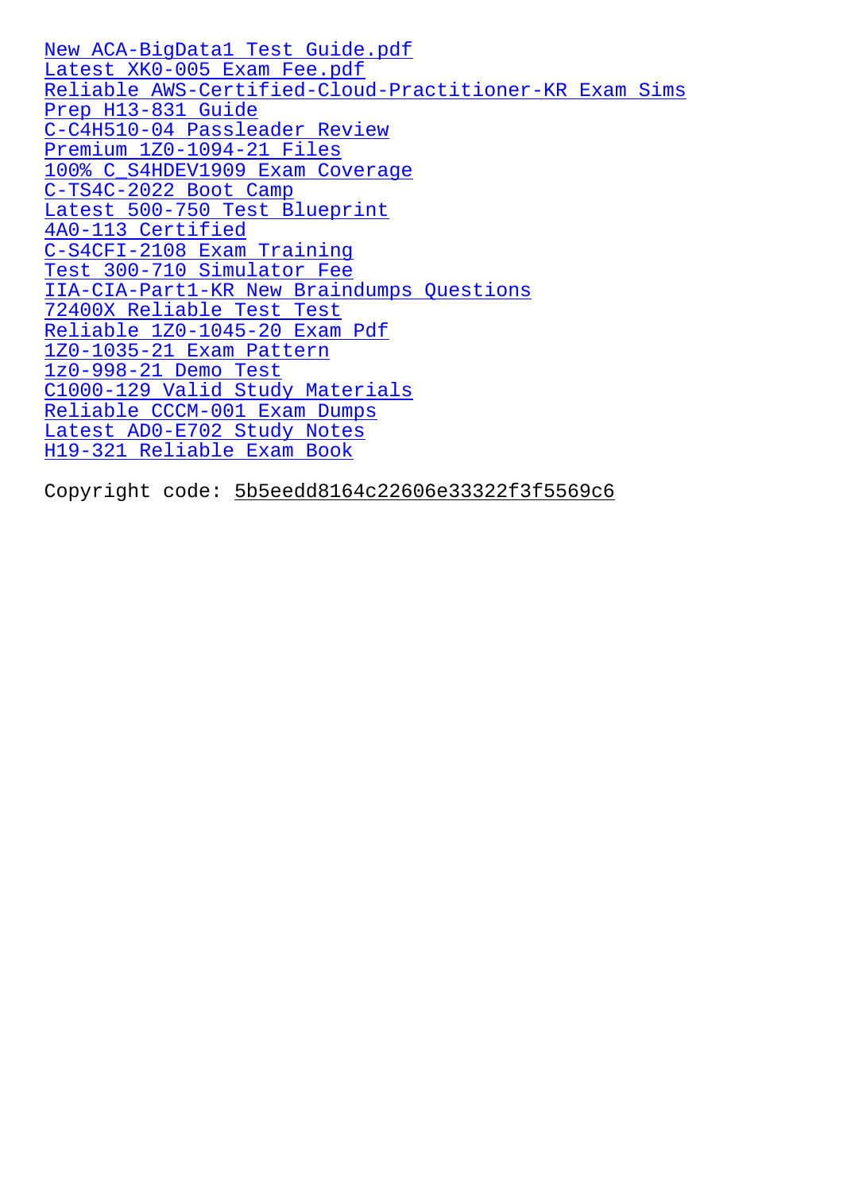New ACA-BigData1 Test Guide.pdf
Latest XK0-005 Exam Fee.pdf
Reliable AWS-Certified-Cloud-Practitioner-KR Exam Sims
Prep H13-831 Guide
C-C4H510-04 Passleader Review
Premium 1Z0-1094-21 Files
100% C_S4HDEV1909 Exam Coverage
C-TS4C-2022 Boot Camp
Latest 500-750 Test Blueprint
4A0-113 Certified
C-S4CFI-2108 Exam Training
Test 300-710 Simulator Fee
IIA-CIA-Part1-KR New Braindumps Questions
72400X Reliable Test Test
Reliable 1Z0-1045-20 Exam Pdf
1Z0-1035-21 Exam Pattern
1z0-998-21 Demo Test
C1000-129 Valid Study Materials
Reliable CCCM-001 Exam Dumps
Latest AD0-E702 Study Notes
H19-321 Reliable Exam Book

Copyright code: 5b5eedd8164c22606e33322f3f5569c6